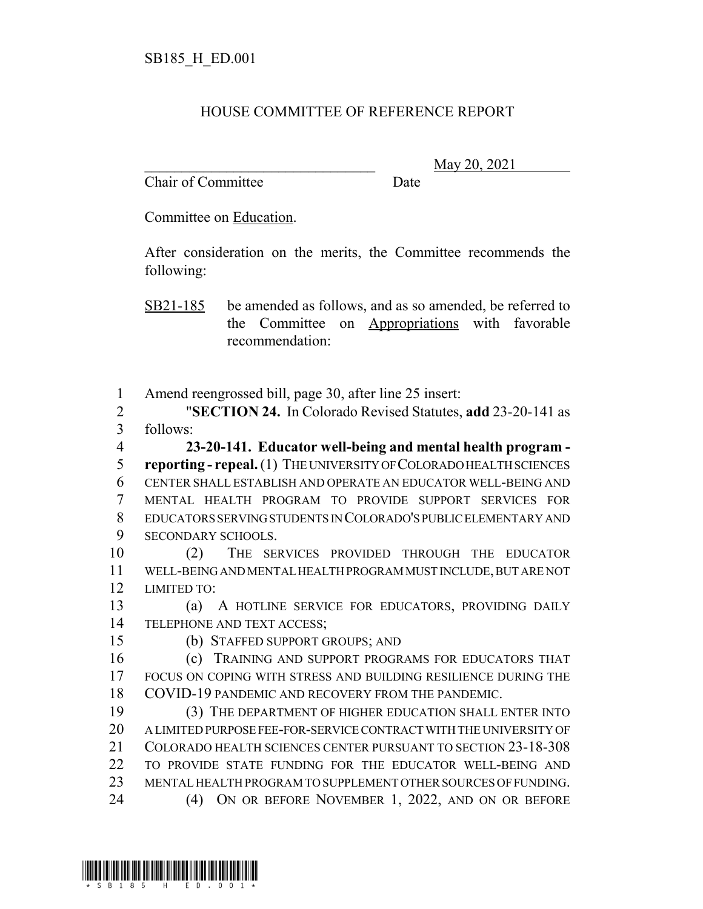SB185_H_ED.001

# HOUSE COMMITTEE OF REFERENCE REPORT

________________________________ May 20, 2021

Chair of Committee Date

Committee on Education.

After consideration on the merits, the Committee recommends the following:

SB21-185 be amended as follows, and as so amended, be referred to the Committee on Appropriations with favorable recommendation:

1 Amend reengrossed bill, page 30, after line 25 insert:

2 "**SECTION 24.** In Colorado Revised Statutes, **add** 23-20-141 as
3 follows:

4 **23-20-141. Educator well-being and mental health program -**
5 **reporting - repeal.** (1) THE UNIVERSITY OF COLORADO HEALTH SCIENCES
6 CENTER SHALL ESTABLISH AND OPERATE AN EDUCATOR WELL-BEING AND
7 MENTAL HEALTH PROGRAM TO PROVIDE SUPPORT SERVICES FOR
8 EDUCATORS SERVING STUDENTS IN COLORADO'S PUBLIC ELEMENTARY AND
9 SECONDARY SCHOOLS.

10 (2) THE SERVICES PROVIDED THROUGH THE EDUCATOR
11 WELL-BEING AND MENTAL HEALTH PROGRAM MUST INCLUDE, BUT ARE NOT
12 LIMITED TO:

13 (a) A HOTLINE SERVICE FOR EDUCATORS, PROVIDING DAILY
14 TELEPHONE AND TEXT ACCESS;

15 (b) STAFFED SUPPORT GROUPS; AND

16 (c) TRAINING AND SUPPORT PROGRAMS FOR EDUCATORS THAT
17 FOCUS ON COPING WITH STRESS AND BUILDING RESILIENCE DURING THE
18 COVID-19 PANDEMIC AND RECOVERY FROM THE PANDEMIC.

19 (3) THE DEPARTMENT OF HIGHER EDUCATION SHALL ENTER INTO
20 A LIMITED PURPOSE FEE-FOR-SERVICE CONTRACT WITH THE UNIVERSITY OF
21 COLORADO HEALTH SCIENCES CENTER PURSUANT TO SECTION 23-18-308
22 TO PROVIDE STATE FUNDING FOR THE EDUCATOR WELL-BEING AND
23 MENTAL HEALTH PROGRAM TO SUPPLEMENT OTHER SOURCES OF FUNDING.

24 (4) ON OR BEFORE NOVEMBER 1, 2022, AND ON OR BEFORE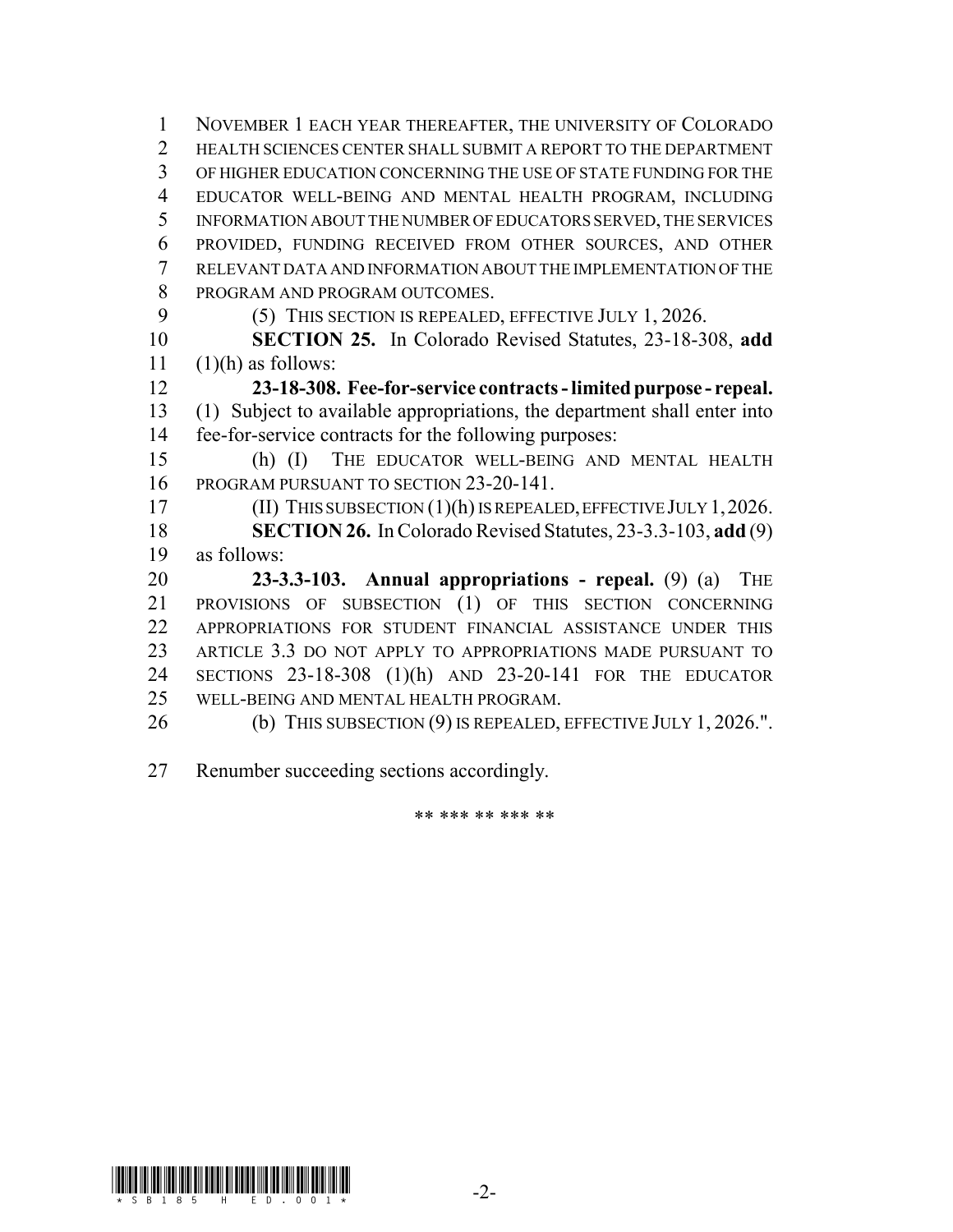NOVEMBER 1 EACH YEAR THEREAFTER, THE UNIVERSITY OF COLORADO HEALTH SCIENCES CENTER SHALL SUBMIT A REPORT TO THE DEPARTMENT OF HIGHER EDUCATION CONCERNING THE USE OF STATE FUNDING FOR THE EDUCATOR WELL-BEING AND MENTAL HEALTH PROGRAM, INCLUDING INFORMATION ABOUT THE NUMBER OF EDUCATORS SERVED, THE SERVICES PROVIDED, FUNDING RECEIVED FROM OTHER SOURCES, AND OTHER RELEVANT DATA AND INFORMATION ABOUT THE IMPLEMENTATION OF THE PROGRAM AND PROGRAM OUTCOMES.

(5) THIS SECTION IS REPEALED, EFFECTIVE JULY 1, 2026.

**SECTION 25.** In Colorado Revised Statutes, 23-18-308, **add** (1)(h) as follows:

**23-18-308. Fee-for-service contracts - limited purpose - repeal.** (1) Subject to available appropriations, the department shall enter into fee-for-service contracts for the following purposes:

(h) (I) THE EDUCATOR WELL-BEING AND MENTAL HEALTH PROGRAM PURSUANT TO SECTION 23-20-141.

(II) THIS SUBSECTION (1)(h) IS REPEALED, EFFECTIVE JULY 1, 2026.

**SECTION 26.** In Colorado Revised Statutes, 23-3.3-103, **add** (9) as follows:

**23-3.3-103. Annual appropriations - repeal.** (9) (a) THE PROVISIONS OF SUBSECTION (1) OF THIS SECTION CONCERNING APPROPRIATIONS FOR STUDENT FINANCIAL ASSISTANCE UNDER THIS ARTICLE 3.3 DO NOT APPLY TO APPROPRIATIONS MADE PURSUANT TO SECTIONS 23-18-308 (1)(h) AND 23-20-141 FOR THE EDUCATOR WELL-BEING AND MENTAL HEALTH PROGRAM.

(b) THIS SUBSECTION (9) IS REPEALED, EFFECTIVE JULY 1, 2026.".

Renumber succeeding sections accordingly.

** *** ** *** **